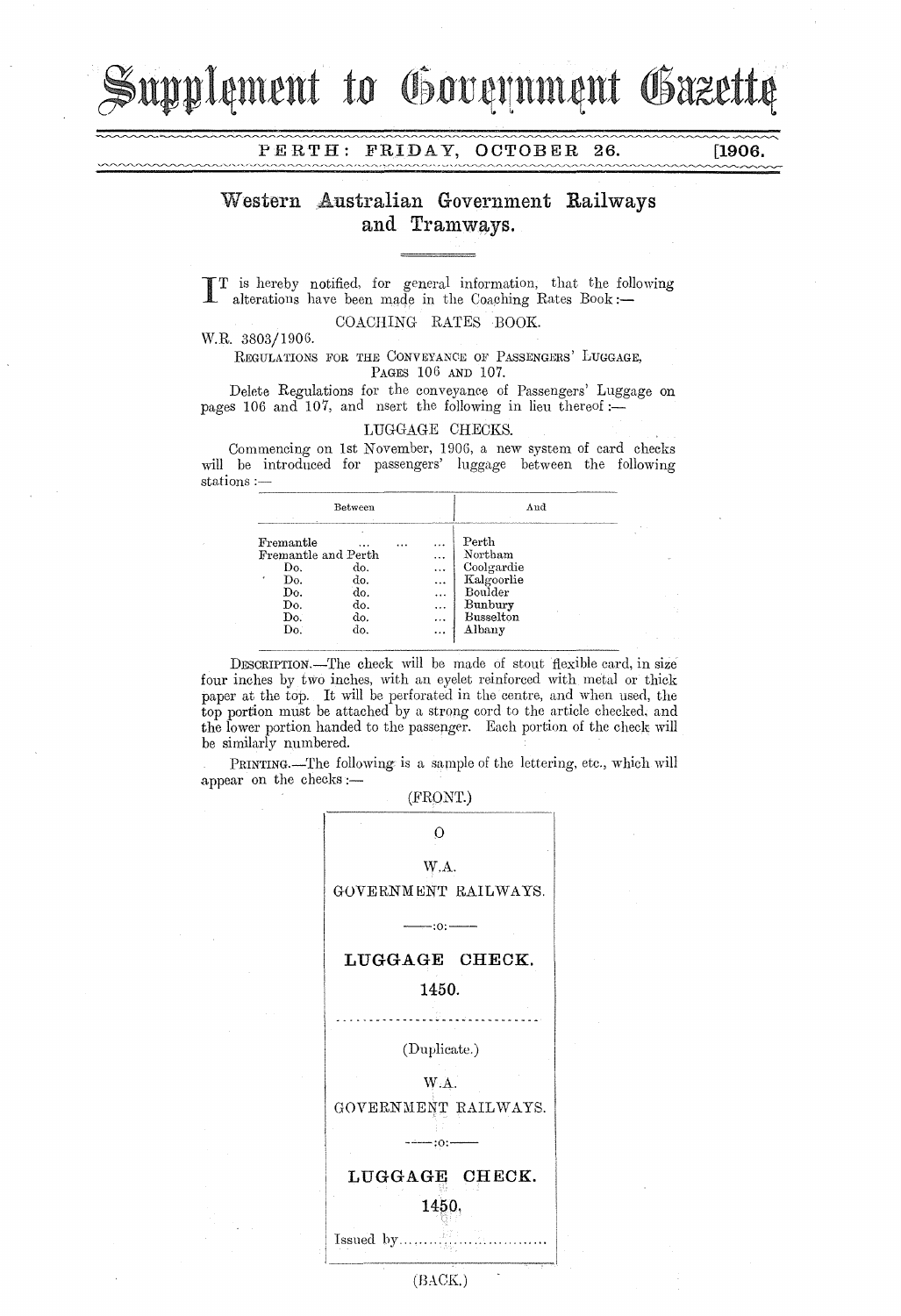# Supplement to Government Gazette

PERTH: FRIDAY, OCTOBER 26. [1906.

## Western Australian Government Railways and Tramways.

IT is hereby notified, for general information, that the following alterations have been made in the Coaching Rates Book:—

COACHING RATES BOOK.

W.R. 3803/1906.

REGULATIONS FOR THE CONVEYANCE OF PASSENGERS' LUGGAGE, PAGES 106 AND 107.

Delete Regulations for the conveyance of Passengers' Luggage on pages 106 and 107, and nsert the following in lieu thereof:—

LUGGAGE CHECKS.

Commencing on 1st November, 1906, a new system of card checks will be introduced for passengers' luggage between the following stations:—

| Between | And |
|---|---|
| Fremantle ... ... ... | Perth |
| Fremantle and Perth ... | Northam |
| Do. do. ... | Coolgardie |
| Do. do. ... | Kalgoorlie |
| Do. do. ... | Boulder |
| Do. do. ... | Bunbury |
| Do. do. ... | Busselton |
| Do. do. ... | Albany |

DESCRIPTION.—The check will be made of stout flexible card, in size four inches by two inches, with an eyelet reinforced with metal or thick paper at the top. It will be perforated in the centre, and when used, the top portion must be attached by a strong cord to the article checked, and the lower portion handed to the passenger. Each portion of the check will be similarly numbered.

PRINTING.—The following is a sample of the lettering, etc., which will appear on the checks:—

(FRONT.)

O

W.A.

GOVERNMENT RAILWAYS.

—:0:—

**LUGGAGE CHECK.**

**1450.**

- - - - - - - - - - - - - - - - - - - - - -

(Duplicate.)

W.A.

GOVERNMENT RAILWAYS.

—:0:—

**LUGGAGE CHECK.**

**1450.**

Issued by..............................

(BACK.)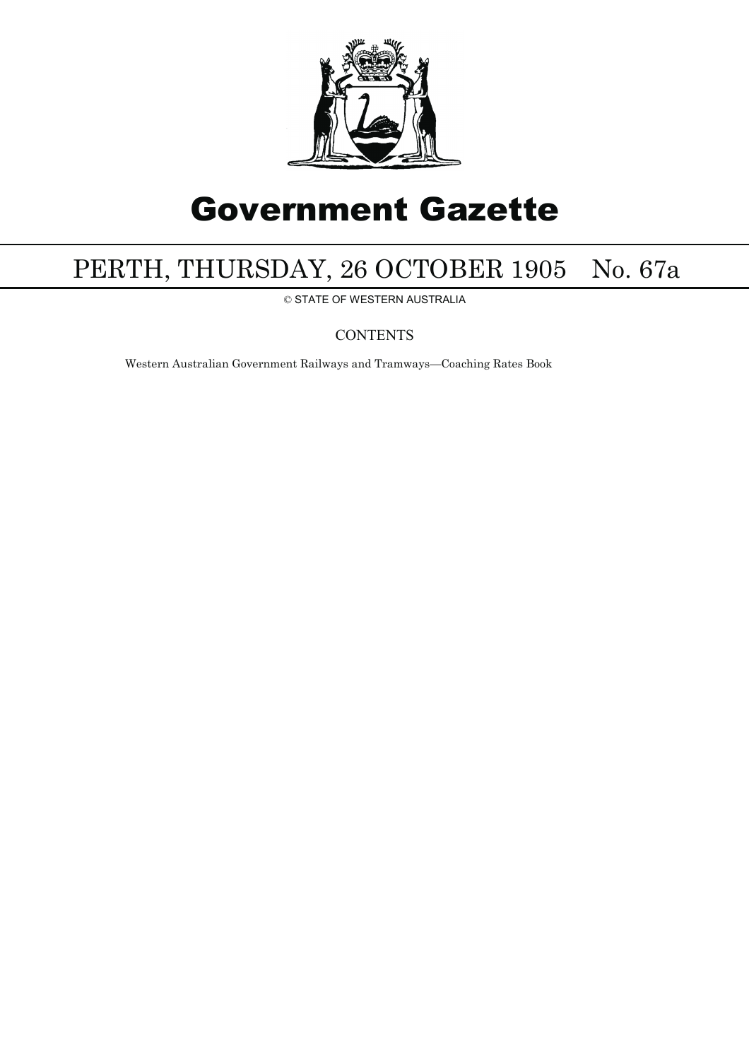# Government Gazette

## PERTH, THURSDAY, 26 OCTOBER 1905 No. 67a

© STATE OF WESTERN AUSTRALIA

CONTENTS

Western Australian Government Railways and Tramways—Coaching Rates Book